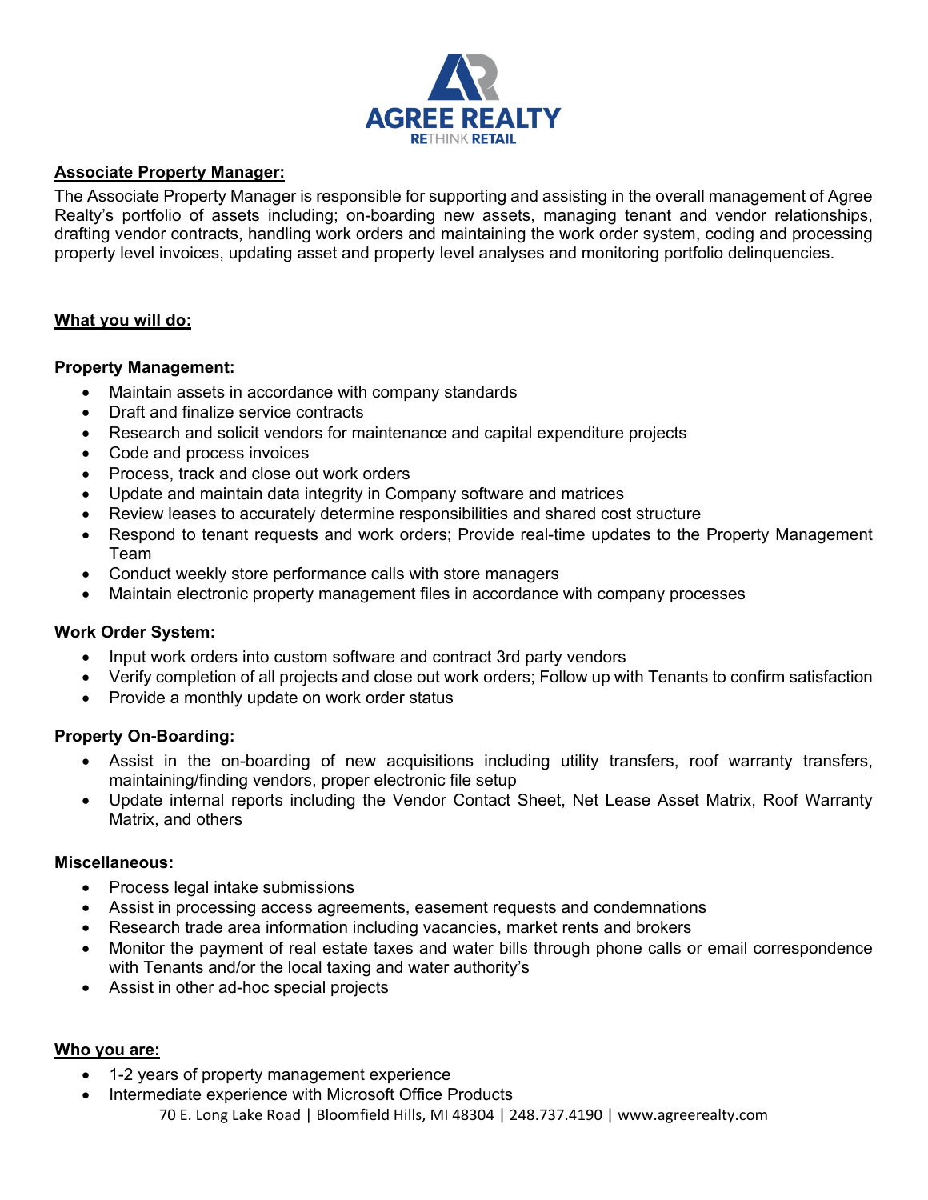**Associate Property Manager:**

The Associate Property Manager is responsible for supporting and assisting in the overall management of Agree Realty's portfolio of assets including; on-boarding new assets, managing tenant and vendor relationships, drafting vendor contracts, handling work orders and maintaining the work order system, coding and processing property level invoices, updating asset and property level analyses and monitoring portfolio delinquencies.

**What you will do:**

**Property Management:**

- Maintain assets in accordance with company standards
- Draft and finalize service contracts
- Research and solicit vendors for maintenance and capital expenditure projects
- Code and process invoices
- Process, track and close out work orders
- Update and maintain data integrity in Company software and matrices
- Review leases to accurately determine responsibilities and shared cost structure
- Respond to tenant requests and work orders; Provide real-time updates to the Property Management Team
- Conduct weekly store performance calls with store managers
- Maintain electronic property management files in accordance with company processes

**Work Order System:**

- Input work orders into custom software and contract 3rd party vendors
- Verify completion of all projects and close out work orders; Follow up with Tenants to confirm satisfaction
- Provide a monthly update on work order status

**Property On-Boarding:**

- Assist in the on-boarding of new acquisitions including utility transfers, roof warranty transfers, maintaining/finding vendors, proper electronic file setup
- Update internal reports including the Vendor Contact Sheet, Net Lease Asset Matrix, Roof Warranty Matrix, and others

**Miscellaneous:**

- Process legal intake submissions
- Assist in processing access agreements, easement requests and condemnations
- Research trade area information including vacancies, market rents and brokers
- Monitor the payment of real estate taxes and water bills through phone calls or email correspondence with Tenants and/or the local taxing and water authority's
- Assist in other ad-hoc special projects

**Who you are:**

- 1-2 years of property management experience
- Intermediate experience with Microsoft Office Products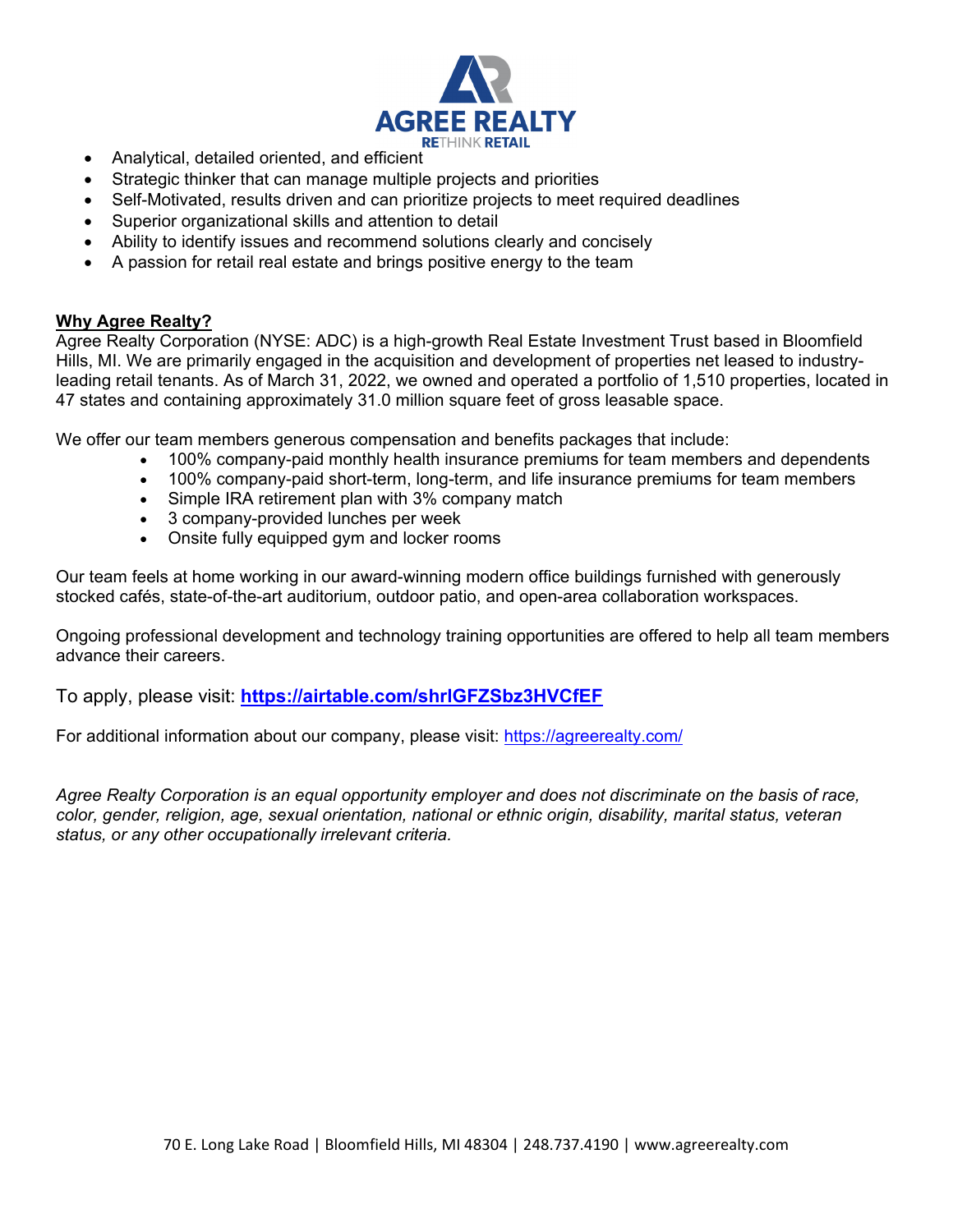- Analytical, detailed oriented, and efficient
- Strategic thinker that can manage multiple projects and priorities
- Self-Motivated, results driven and can prioritize projects to meet required deadlines
- Superior organizational skills and attention to detail
- Ability to identify issues and recommend solutions clearly and concisely
- A passion for retail real estate and brings positive energy to the team

**Why Agree Realty?**

Agree Realty Corporation (NYSE: ADC) is a high-growth Real Estate Investment Trust based in Bloomfield Hills, MI. We are primarily engaged in the acquisition and development of properties net leased to industry-leading retail tenants. As of March 31, 2022, we owned and operated a portfolio of 1,510 properties, located in 47 states and containing approximately 31.0 million square feet of gross leasable space.

We offer our team members generous compensation and benefits packages that include:

- 100% company-paid monthly health insurance premiums for team members and dependents
- 100% company-paid short-term, long-term, and life insurance premiums for team members
- Simple IRA retirement plan with 3% company match
- 3 company-provided lunches per week
- Onsite fully equipped gym and locker rooms

Our team feels at home working in our award-winning modern office buildings furnished with generously stocked cafés, state-of-the-art auditorium, outdoor patio, and open-area collaboration workspaces.

Ongoing professional development and technology training opportunities are offered to help all team members advance their careers.

To apply, please visit: **https://airtable.com/shrlGFZSbz3HVCfEF**

For additional information about our company, please visit: https://agreerealty.com/

*Agree Realty Corporation is an equal opportunity employer and does not discriminate on the basis of race, color, gender, religion, age, sexual orientation, national or ethnic origin, disability, marital status, veteran status, or any other occupationally irrelevant criteria.*